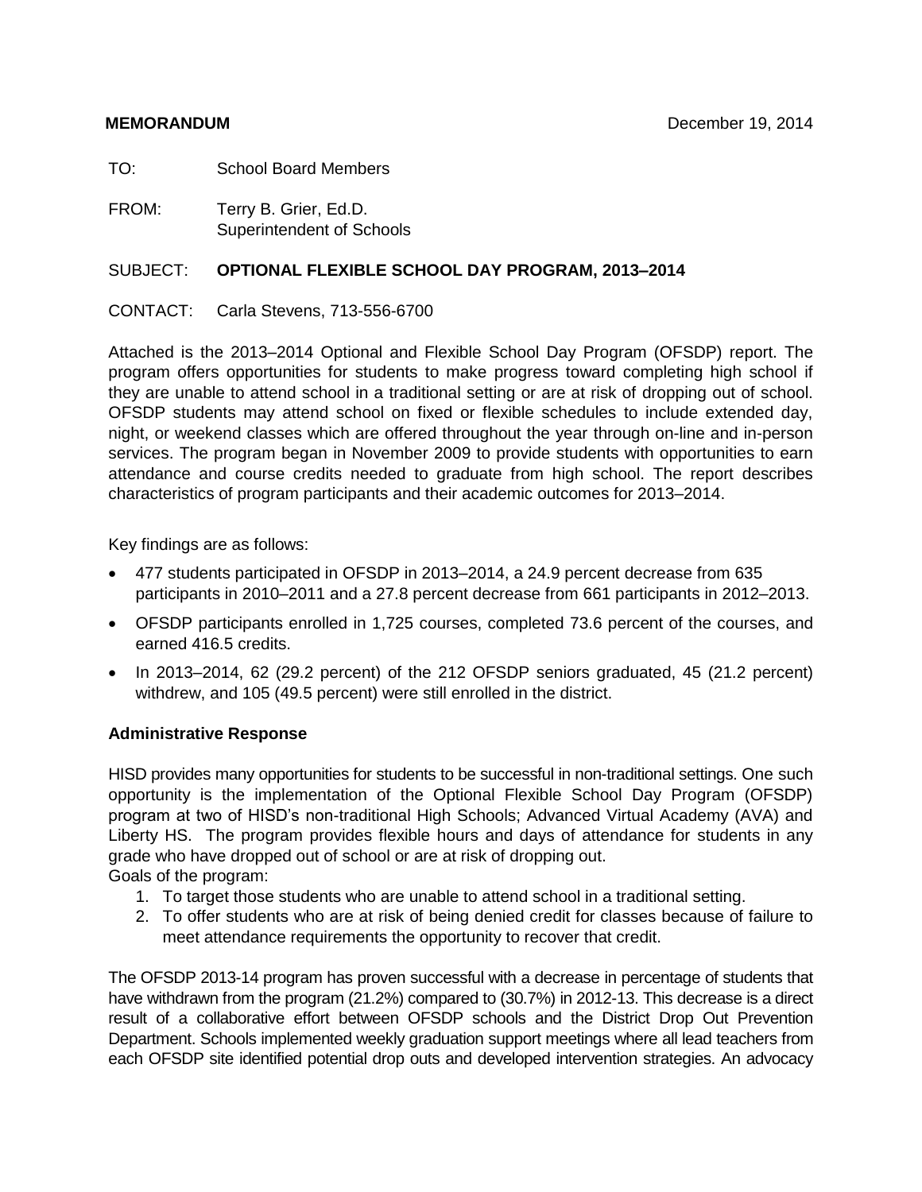**MEMORANDUM** December 19, 2014

TO: School Board Members

FROM: Terry B. Grier, Ed.D.
Superintendent of Schools

SUBJECT: **OPTIONAL FLEXIBLE SCHOOL DAY PROGRAM, 2013–2014**

CONTACT: Carla Stevens, 713-556-6700

Attached is the 2013–2014 Optional and Flexible School Day Program (OFSDP) report. The program offers opportunities for students to make progress toward completing high school if they are unable to attend school in a traditional setting or are at risk of dropping out of school. OFSDP students may attend school on fixed or flexible schedules to include extended day, night, or weekend classes which are offered throughout the year through on-line and in-person services. The program began in November 2009 to provide students with opportunities to earn attendance and course credits needed to graduate from high school. The report describes characteristics of program participants and their academic outcomes for 2013–2014.

Key findings are as follows:

- 477 students participated in OFSDP in 2013–2014, a 24.9 percent decrease from 635 participants in 2010–2011 and a 27.8 percent decrease from 661 participants in 2012–2013.
- OFSDP participants enrolled in 1,725 courses, completed 73.6 percent of the courses, and earned 416.5 credits.
- In 2013–2014, 62 (29.2 percent) of the 212 OFSDP seniors graduated, 45 (21.2 percent) withdrew, and 105 (49.5 percent) were still enrolled in the district.

**Administrative Response**

HISD provides many opportunities for students to be successful in non-traditional settings. One such opportunity is the implementation of the Optional Flexible School Day Program (OFSDP) program at two of HISD's non-traditional High Schools; Advanced Virtual Academy (AVA) and Liberty HS. The program provides flexible hours and days of attendance for students in any grade who have dropped out of school or are at risk of dropping out.
Goals of the program:

1. To target those students who are unable to attend school in a traditional setting.
2. To offer students who are at risk of being denied credit for classes because of failure to meet attendance requirements the opportunity to recover that credit.

The OFSDP 2013-14 program has proven successful with a decrease in percentage of students that have withdrawn from the program (21.2%) compared to (30.7%) in 2012-13. This decrease is a direct result of a collaborative effort between OFSDP schools and the District Drop Out Prevention Department. Schools implemented weekly graduation support meetings where all lead teachers from each OFSDP site identified potential drop outs and developed intervention strategies. An advocacy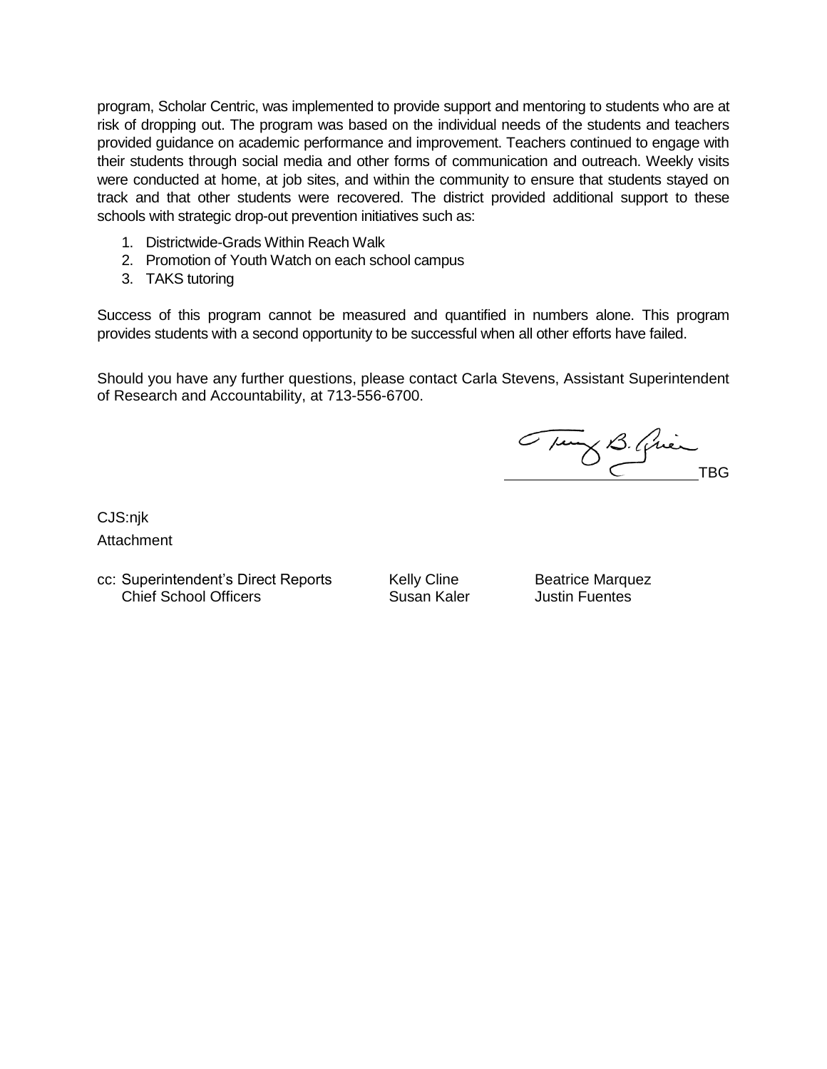program, Scholar Centric, was implemented to provide support and mentoring to students who are at risk of dropping out. The program was based on the individual needs of the students and teachers provided guidance on academic performance and improvement. Teachers continued to engage with their students through social media and other forms of communication and outreach. Weekly visits were conducted at home, at job sites, and within the community to ensure that students stayed on track and that other students were recovered. The district provided additional support to these schools with strategic drop-out prevention initiatives such as:

1. Districtwide-Grads Within Reach Walk
2. Promotion of Youth Watch on each school campus
3. TAKS tutoring

Success of this program cannot be measured and quantified in numbers alone. This program provides students with a second opportunity to be successful when all other efforts have failed.

Should you have any further questions, please contact Carla Stevens, Assistant Superintendent of Research and Accountability, at 713-556-6700.

TBG

CJS:njk

Attachment

cc: Superintendent's Direct Reports
Chief School Officers
Kelly Cline
Susan Kaler
Beatrice Marquez
Justin Fuentes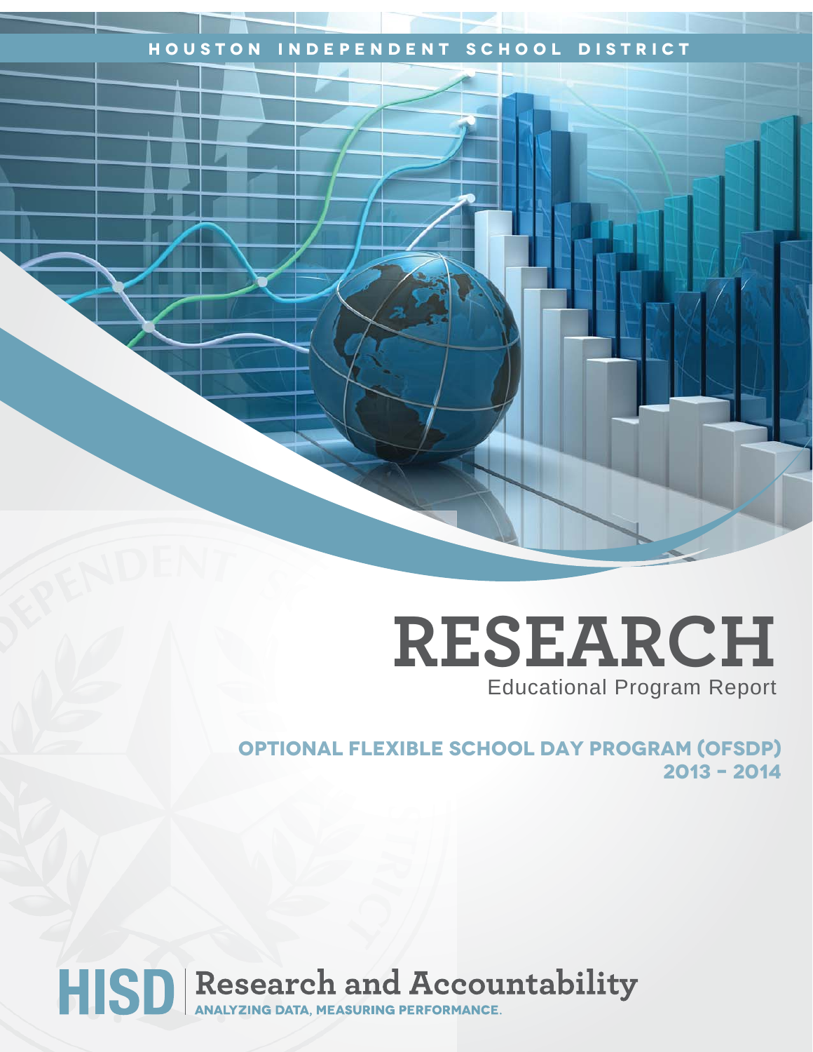HOUSTON INDEPENDENT SCHOOL DISTRICT

# RESEARCH

Educational Program Report

## OPTIONAL FLEXIBLE SCHOOL DAY PROGRAM (OFSDP) 2013 - 2014

HISD | Research and Accountability

ANALYZING DATA, MEASURING PERFORMANCE.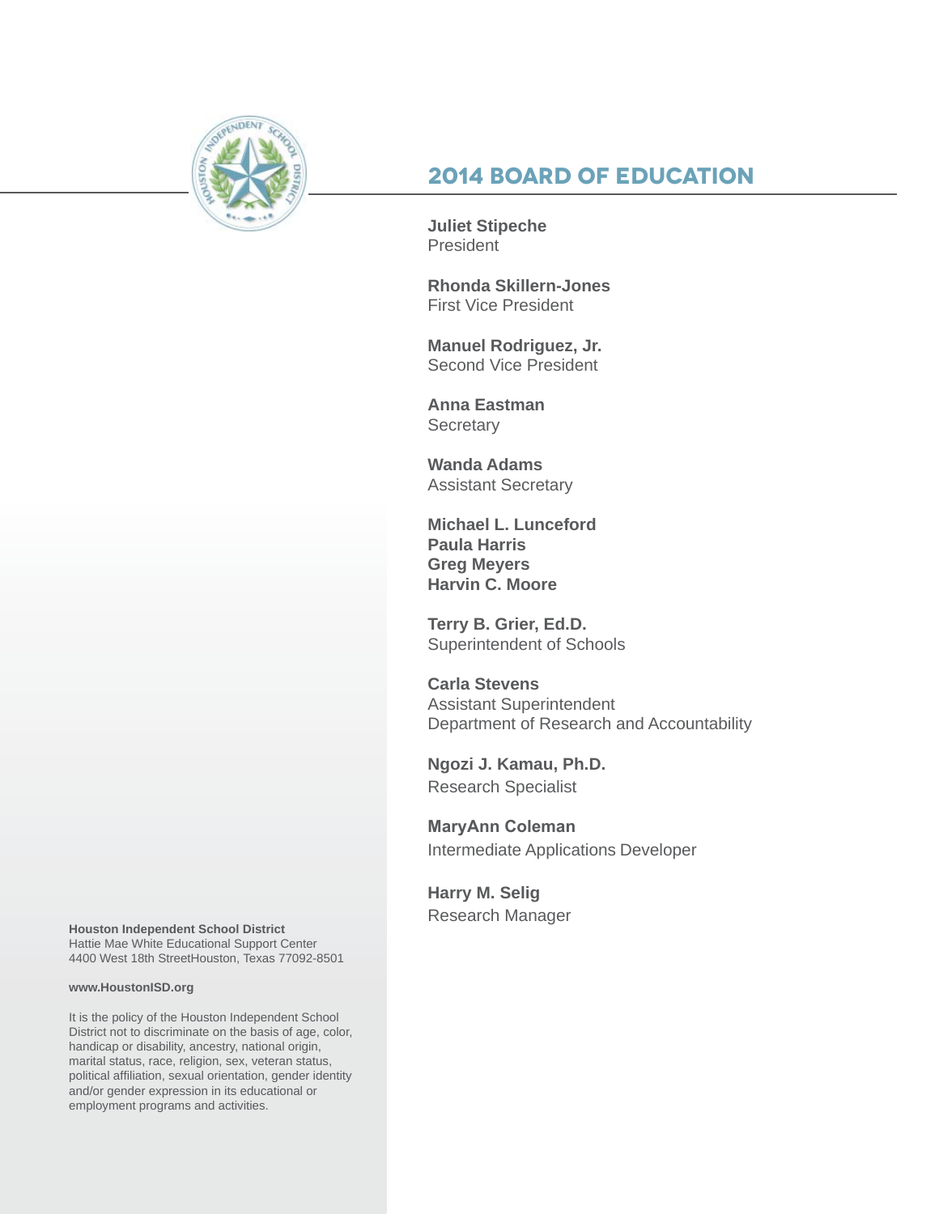## 2014 BOARD OF EDUCATION

**Juliet Stipeche**
President

**Rhonda Skillern-Jones**
First Vice President

**Manuel Rodriguez, Jr.**
Second Vice President

**Anna Eastman**
Secretary

**Wanda Adams**
Assistant Secretary

**Michael L. Lunceford**
**Paula Harris**
**Greg Meyers**
**Harvin C. Moore**

**Terry B. Grier, Ed.D.**
Superintendent of Schools

**Carla Stevens**
Assistant Superintendent
Department of Research and Accountability

**Ngozi J. Kamau, Ph.D.**
Research Specialist

**MaryAnn Coleman**
Intermediate Applications Developer

**Harry M. Selig**
Research Manager

**Houston Independent School District**
Hattie Mae White Educational Support Center
4400 West 18th StreetHouston, Texas 77092-8501

**www.HoustonISD.org**

It is the policy of the Houston Independent School District not to discriminate on the basis of age, color, handicap or disability, ancestry, national origin, marital status, race, religion, sex, veteran status, political affiliation, sexual orientation, gender identity and/or gender expression in its educational or employment programs and activities.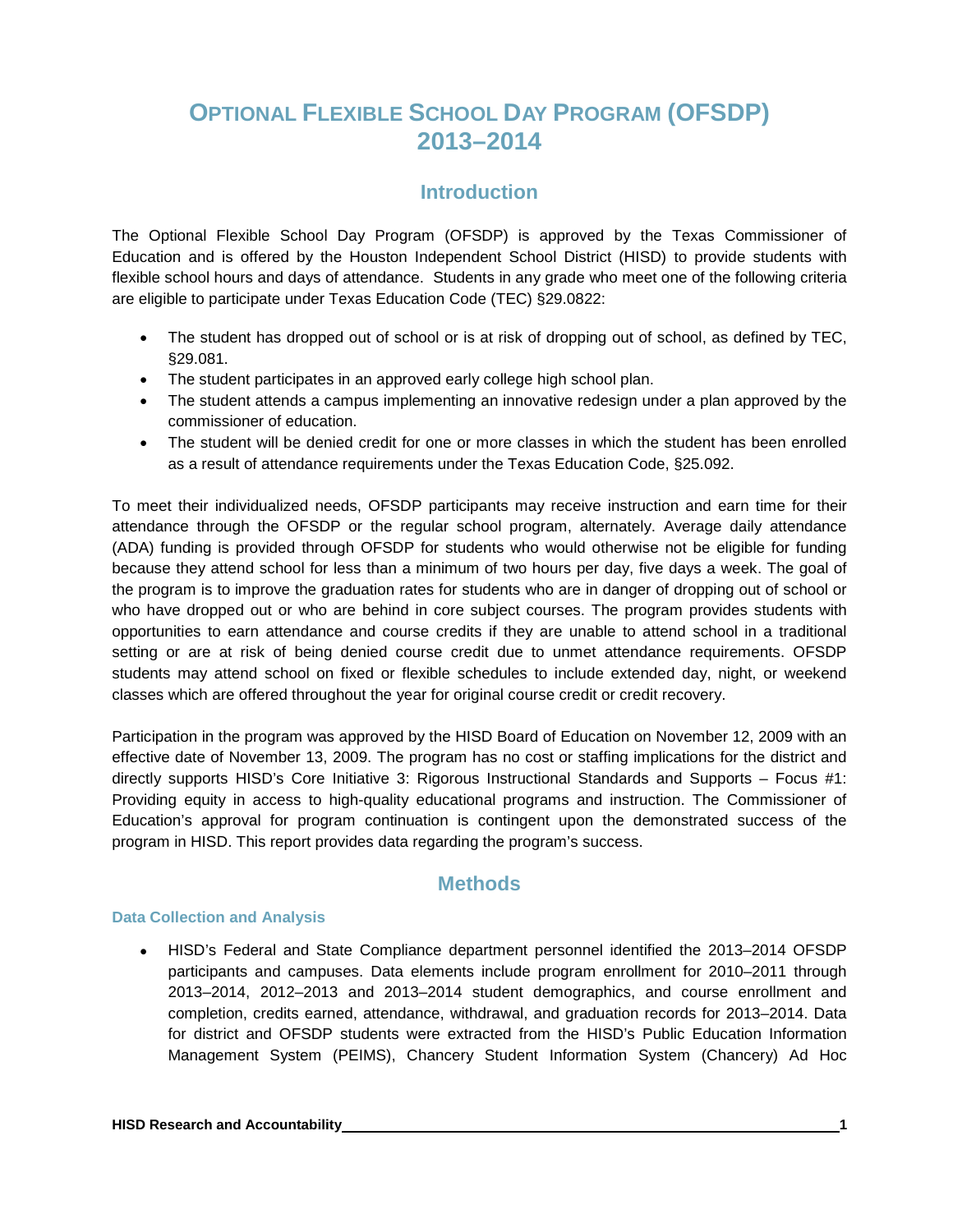# Optional Flexible School Day Program (OFSDP) 2013–2014

## Introduction

The Optional Flexible School Day Program (OFSDP) is approved by the Texas Commissioner of Education and is offered by the Houston Independent School District (HISD) to provide students with flexible school hours and days of attendance. Students in any grade who meet one of the following criteria are eligible to participate under Texas Education Code (TEC) §29.0822:

- The student has dropped out of school or is at risk of dropping out of school, as defined by TEC, §29.081.
- The student participates in an approved early college high school plan.
- The student attends a campus implementing an innovative redesign under a plan approved by the commissioner of education.
- The student will be denied credit for one or more classes in which the student has been enrolled as a result of attendance requirements under the Texas Education Code, §25.092.

To meet their individualized needs, OFSDP participants may receive instruction and earn time for their attendance through the OFSDP or the regular school program, alternately. Average daily attendance (ADA) funding is provided through OFSDP for students who would otherwise not be eligible for funding because they attend school for less than a minimum of two hours per day, five days a week. The goal of the program is to improve the graduation rates for students who are in danger of dropping out of school or who have dropped out or who are behind in core subject courses. The program provides students with opportunities to earn attendance and course credits if they are unable to attend school in a traditional setting or are at risk of being denied course credit due to unmet attendance requirements. OFSDP students may attend school on fixed or flexible schedules to include extended day, night, or weekend classes which are offered throughout the year for original course credit or credit recovery.

Participation in the program was approved by the HISD Board of Education on November 12, 2009 with an effective date of November 13, 2009. The program has no cost or staffing implications for the district and directly supports HISD's Core Initiative 3: Rigorous Instructional Standards and Supports – Focus #1: Providing equity in access to high-quality educational programs and instruction. The Commissioner of Education's approval for program continuation is contingent upon the demonstrated success of the program in HISD. This report provides data regarding the program's success.

## Methods

### Data Collection and Analysis

- HISD's Federal and State Compliance department personnel identified the 2013–2014 OFSDP participants and campuses. Data elements include program enrollment for 2010–2011 through 2013–2014, 2012–2013 and 2013–2014 student demographics, and course enrollment and completion, credits earned, attendance, withdrawal, and graduation records for 2013–2014. Data for district and OFSDP students were extracted from the HISD's Public Education Information Management System (PEIMS), Chancery Student Information System (Chancery) Ad Hoc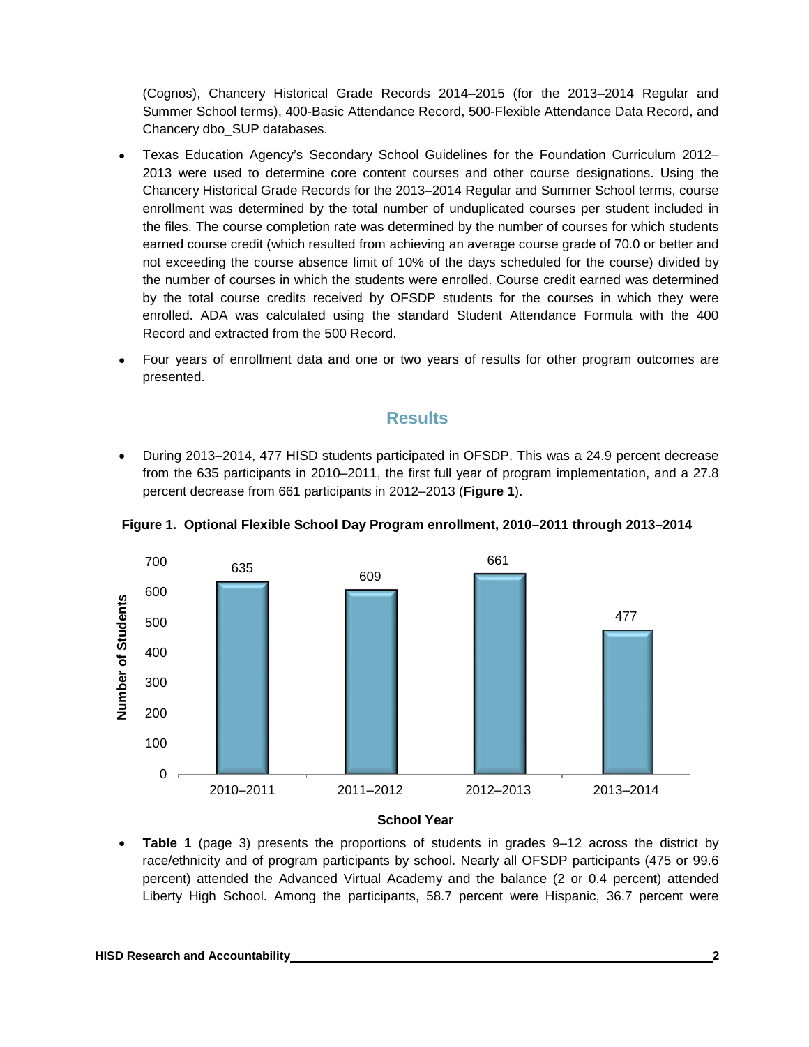(Cognos), Chancery Historical Grade Records 2014–2015 (for the 2013–2014 Regular and Summer School terms), 400-Basic Attendance Record, 500-Flexible Attendance Data Record, and Chancery dbo_SUP databases.

- Texas Education Agency's Secondary School Guidelines for the Foundation Curriculum 2012–2013 were used to determine core content courses and other course designations. Using the Chancery Historical Grade Records for the 2013–2014 Regular and Summer School terms, course enrollment was determined by the total number of unduplicated courses per student included in the files. The course completion rate was determined by the number of courses for which students earned course credit (which resulted from achieving an average course grade of 70.0 or better and not exceeding the course absence limit of 10% of the days scheduled for the course) divided by the number of courses in which the students were enrolled. Course credit earned was determined by the total course credits received by OFSDP students for the courses in which they were enrolled. ADA was calculated using the standard Student Attendance Formula with the 400 Record and extracted from the 500 Record.
- Four years of enrollment data and one or two years of results for other program outcomes are presented.

## Results

- During 2013–2014, 477 HISD students participated in OFSDP. This was a 24.9 percent decrease from the 635 participants in 2010–2011, the first full year of program implementation, and a 27.8 percent decrease from 661 participants in 2012–2013 (**Figure 1**).

**Figure 1. Optional Flexible School Day Program enrollment, 2010–2011 through 2013–2014**

| School Year | Number of Students |
|---|---|
| 2010–2011 | 635 |
| 2011–2012 | 609 |
| 2012–2013 | 661 |
| 2013–2014 | 477 |

- **Table 1** (page 3) presents the proportions of students in grades 9–12 across the district by race/ethnicity and of program participants by school. Nearly all OFSDP participants (475 or 99.6 percent) attended the Advanced Virtual Academy and the balance (2 or 0.4 percent) attended Liberty High School. Among the participants, 58.7 percent were Hispanic, 36.7 percent were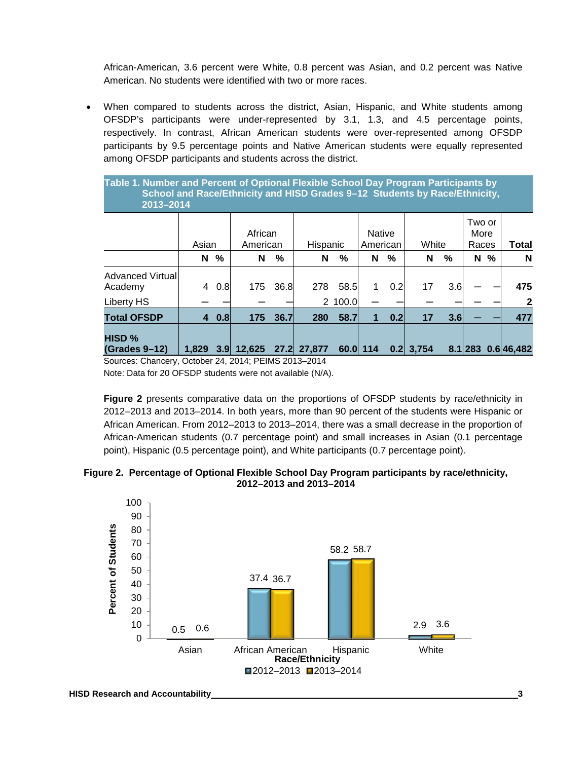African-American, 3.6 percent were White, 0.8 percent was Asian, and 0.2 percent was Native American. No students were identified with two or more races.

- When compared to students across the district, Asian, Hispanic, and White students among OFSDP's participants were under-represented by 3.1, 1.3, and 4.5 percentage points, respectively. In contrast, African American students were over-represented among OFSDP participants by 9.5 percentage points and Native American students were equally represented among OFSDP participants and students across the district.

**Table 1. Number and Percent of Optional Flexible School Day Program Participants by School and Race/Ethnicity and HISD Grades 9–12 Students by Race/Ethnicity, 2013–2014**

| | Asian | | African American | | Hispanic | | Native American | | White | | Two or More Races | | **Total** |
|---|---|---|---|---|---|---|---|---|---|---|---|---|---|
| | **N** | **%** | **N** | **%** | **N** | **%** | **N** | **%** | **N** | **%** | **N** | **%** | **N** |
| Advanced Virtual Academy | 4 | 0.8 | 175 | 36.8 | 278 | 58.5 | 1 | 0.2 | 17 | 3.6 | — | — | **475** |
| Liberty HS | — | — | — | — | 2 | 100.0 | — | — | — | — | — | — | **2** |
| **Total OFSDP** | **4** | **0.8** | **175** | **36.7** | **280** | **58.7** | **1** | **0.2** | **17** | **3.6** | **—** | **—** | **477** |
| **HISD % (Grades 9–12)** | **1,829** | **3.9** | **12,625** | **27.2** | **27,877** | **60.0** | **114** | **0.2** | **3,754** | **8.1** | **283** | **0.6** | **46,482** |

Sources: Chancery, October 24, 2014; PEIMS 2013–2014

Note: Data for 20 OFSDP students were not available (N/A).

**Figure 2** presents comparative data on the proportions of OFSDP students by race/ethnicity in 2012–2013 and 2013–2014. In both years, more than 90 percent of the students were Hispanic or African American. From 2012–2013 to 2013–2014, there was a small decrease in the proportion of African-American students (0.7 percentage point) and small increases in Asian (0.1 percentage point), Hispanic (0.5 percentage point), and White participants (0.7 percentage point).

**Figure 2. Percentage of Optional Flexible School Day Program participants by race/ethnicity, 2012–2013 and 2013–2014**

| Race/Ethnicity | 2012–2013 | 2013–2014 |
|---|---|---|
| Asian | 0.5 | 0.6 |
| African American | 37.4 | 36.7 |
| Hispanic | 58.2 | 58.7 |
| White | 2.9 | 3.6 |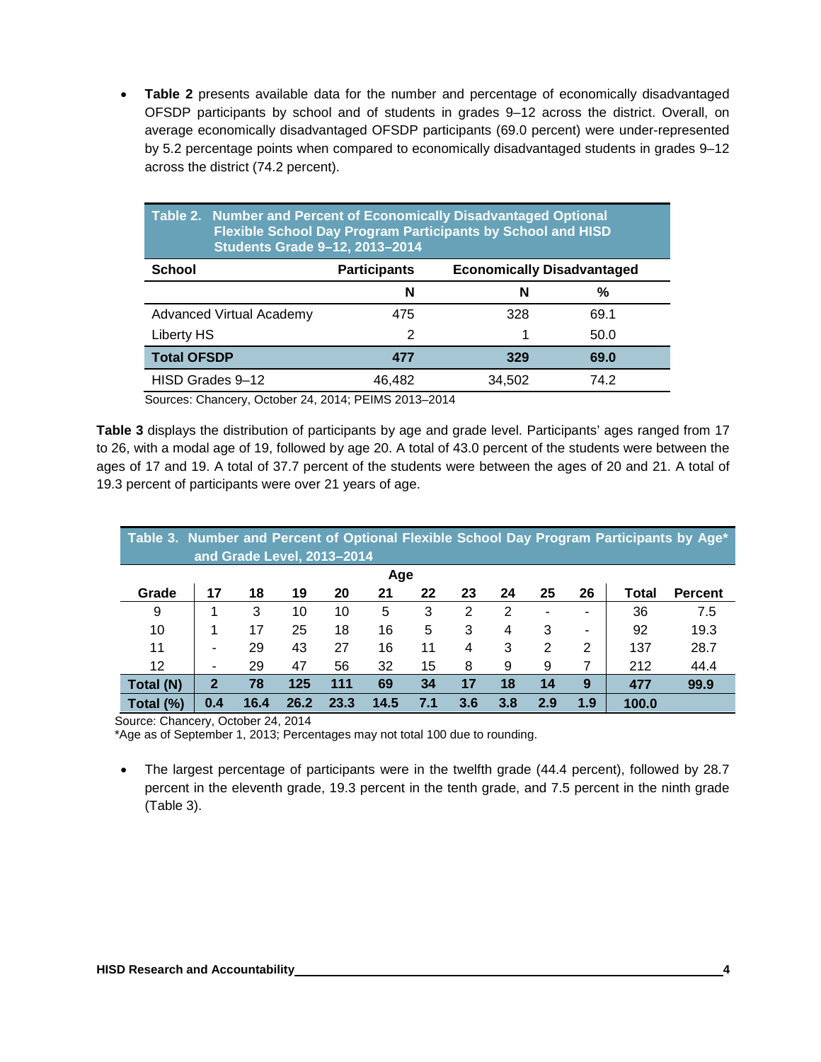- **Table 2** presents available data for the number and percentage of economically disadvantaged OFSDP participants by school and of students in grades 9–12 across the district. Overall, on average economically disadvantaged OFSDP participants (69.0 percent) were under-represented by 5.2 percentage points when compared to economically disadvantaged students in grades 9–12 across the district (74.2 percent).

**Table 2. Number and Percent of Economically Disadvantaged Optional Flexible School Day Program Participants by School and HISD Students Grade 9–12, 2013–2014**

| School | Participants | Economically Disadvantaged | |
|---|---|---|---|
| | N | N | % |
| Advanced Virtual Academy | 475 | 328 | 69.1 |
| Liberty HS | 2 | 1 | 50.0 |
| **Total OFSDP** | **477** | **329** | **69.0** |
| HISD Grades 9–12 | 46,482 | 34,502 | 74.2 |

Sources: Chancery, October 24, 2014; PEIMS 2013–2014

**Table 3** displays the distribution of participants by age and grade level. Participants' ages ranged from 17 to 26, with a modal age of 19, followed by age 20. A total of 43.0 percent of the students were between the ages of 17 and 19. A total of 37.7 percent of the students were between the ages of 20 and 21. A total of 19.3 percent of participants were over 21 years of age.

**Table 3. Number and Percent of Optional Flexible School Day Program Participants by Age\* and Grade Level, 2013–2014**

| | Age | | | | | | | | | | | |
|---|---|---|---|---|---|---|---|---|---|---|---|---|
| Grade | 17 | 18 | 19 | 20 | 21 | 22 | 23 | 24 | 25 | 26 | Total | Percent |
| 9 | 1 | 3 | 10 | 10 | 5 | 3 | 2 | 2 | - | - | 36 | 7.5 |
| 10 | 1 | 17 | 25 | 18 | 16 | 5 | 3 | 4 | 3 | - | 92 | 19.3 |
| 11 | - | 29 | 43 | 27 | 16 | 11 | 4 | 3 | 2 | 2 | 137 | 28.7 |
| 12 | - | 29 | 47 | 56 | 32 | 15 | 8 | 9 | 9 | 7 | 212 | 44.4 |
| **Total (N)** | **2** | **78** | **125** | **111** | **69** | **34** | **17** | **18** | **14** | **9** | **477** | **99.9** |
| **Total (%)** | **0.4** | **16.4** | **26.2** | **23.3** | **14.5** | **7.1** | **3.6** | **3.8** | **2.9** | **1.9** | **100.0** | |

Source: Chancery, October 24, 2014
*Age as of September 1, 2013; Percentages may not total 100 due to rounding.

- The largest percentage of participants were in the twelfth grade (44.4 percent), followed by 28.7 percent in the eleventh grade, 19.3 percent in the tenth grade, and 7.5 percent in the ninth grade (Table 3).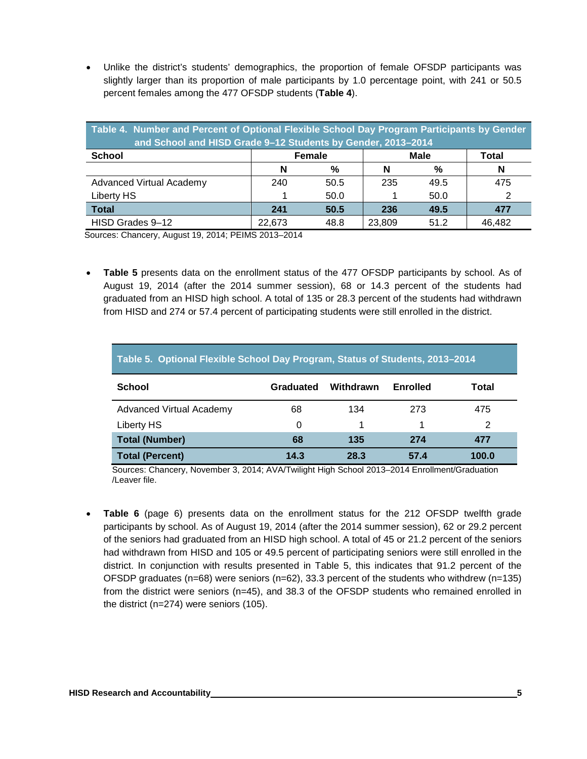- Unlike the district's students' demographics, the proportion of female OFSDP participants was slightly larger than its proportion of male participants by 1.0 percentage point, with 241 or 50.5 percent females among the 477 OFSDP students (**Table 4**).

**Table 4. Number and Percent of Optional Flexible School Day Program Participants by Gender and School and HISD Grade 9–12 Students by Gender, 2013–2014**

| School | Female | | Male | | Total |
|---|---|---|---|---|---|
| | N | % | N | % | N |
| Advanced Virtual Academy | 240 | 50.5 | 235 | 49.5 | 475 |
| Liberty HS | 1 | 50.0 | 1 | 50.0 | 2 |
| **Total** | **241** | **50.5** | **236** | **49.5** | **477** |
| HISD Grades 9–12 | 22,673 | 48.8 | 23,809 | 51.2 | 46,482 |

Sources: Chancery, August 19, 2014; PEIMS 2013–2014

- **Table 5** presents data on the enrollment status of the 477 OFSDP participants by school. As of August 19, 2014 (after the 2014 summer session), 68 or 14.3 percent of the students had graduated from an HISD high school. A total of 135 or 28.3 percent of the students had withdrawn from HISD and 274 or 57.4 percent of participating students were still enrolled in the district.

**Table 5. Optional Flexible School Day Program, Status of Students, 2013–2014**

| School | Graduated | Withdrawn | Enrolled | Total |
|---|---|---|---|---|
| Advanced Virtual Academy | 68 | 134 | 273 | 475 |
| Liberty HS | 0 | 1 | 1 | 2 |
| **Total (Number)** | **68** | **135** | **274** | **477** |
| **Total (Percent)** | **14.3** | **28.3** | **57.4** | **100.0** |

Sources: Chancery, November 3, 2014; AVA/Twilight High School 2013–2014 Enrollment/Graduation /Leaver file.

- **Table 6** (page 6) presents data on the enrollment status for the 212 OFSDP twelfth grade participants by school. As of August 19, 2014 (after the 2014 summer session), 62 or 29.2 percent of the seniors had graduated from an HISD high school. A total of 45 or 21.2 percent of the seniors had withdrawn from HISD and 105 or 49.5 percent of participating seniors were still enrolled in the district. In conjunction with results presented in Table 5, this indicates that 91.2 percent of the OFSDP graduates (n=68) were seniors (n=62), 33.3 percent of the students who withdrew (n=135) from the district were seniors (n=45), and 38.3 of the OFSDP students who remained enrolled in the district (n=274) were seniors (105).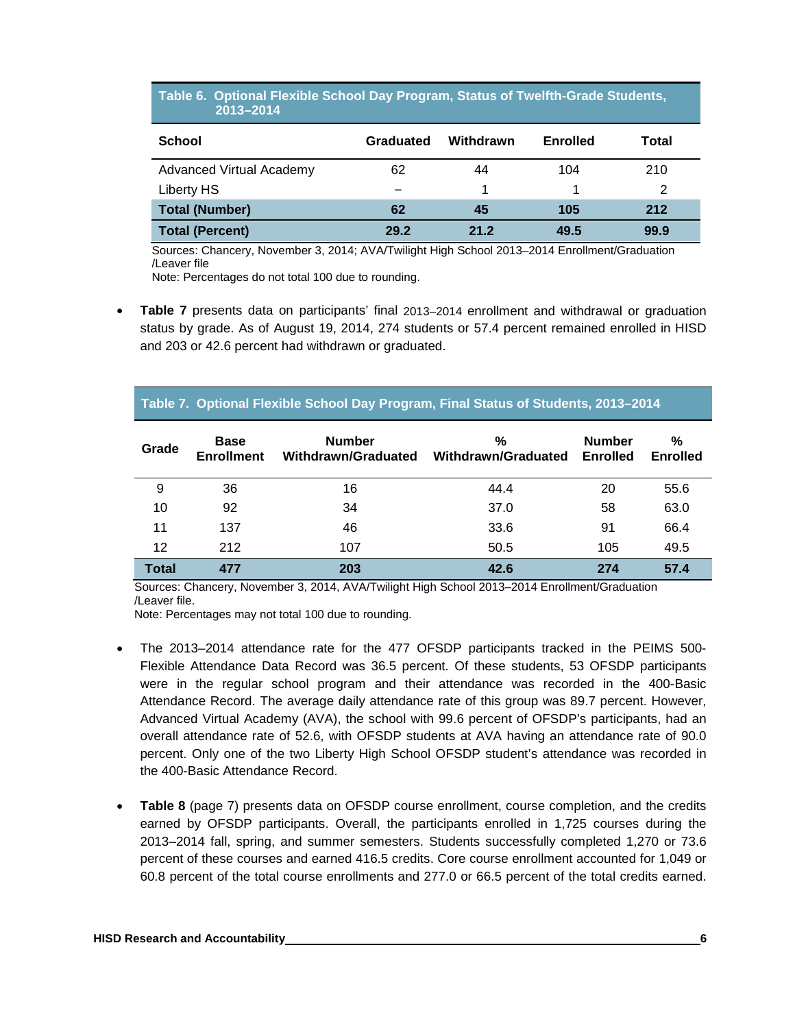**Table 6. Optional Flexible School Day Program, Status of Twelfth-Grade Students, 2013–2014**

| School | Graduated | Withdrawn | Enrolled | Total |
|---|---|---|---|---|
| Advanced Virtual Academy | 62 | 44 | 104 | 210 |
| Liberty HS | – | 1 | 1 | 2 |
| **Total (Number)** | **62** | **45** | **105** | **212** |
| **Total (Percent)** | **29.2** | **21.2** | **49.5** | **99.9** |

Sources: Chancery, November 3, 2014; AVA/Twilight High School 2013–2014 Enrollment/Graduation /Leaver file

Note: Percentages do not total 100 due to rounding.

- **Table 7** presents data on participants' final 2013–2014 enrollment and withdrawal or graduation status by grade. As of August 19, 2014, 274 students or 57.4 percent remained enrolled in HISD and 203 or 42.6 percent had withdrawn or graduated.

**Table 7. Optional Flexible School Day Program, Final Status of Students, 2013–2014**

| Grade | Base Enrollment | Number Withdrawn/Graduated | % Withdrawn/Graduated | Number Enrolled | % Enrolled |
|---|---|---|---|---|---|
| 9 | 36 | 16 | 44.4 | 20 | 55.6 |
| 10 | 92 | 34 | 37.0 | 58 | 63.0 |
| 11 | 137 | 46 | 33.6 | 91 | 66.4 |
| 12 | 212 | 107 | 50.5 | 105 | 49.5 |
| **Total** | **477** | **203** | **42.6** | **274** | **57.4** |

Sources: Chancery, November 3, 2014, AVA/Twilight High School 2013–2014 Enrollment/Graduation /Leaver file.

Note: Percentages may not total 100 due to rounding.

- The 2013–2014 attendance rate for the 477 OFSDP participants tracked in the PEIMS 500-Flexible Attendance Data Record was 36.5 percent. Of these students, 53 OFSDP participants were in the regular school program and their attendance was recorded in the 400-Basic Attendance Record. The average daily attendance rate of this group was 89.7 percent. However, Advanced Virtual Academy (AVA), the school with 99.6 percent of OFSDP's participants, had an overall attendance rate of 52.6, with OFSDP students at AVA having an attendance rate of 90.0 percent. Only one of the two Liberty High School OFSDP student's attendance was recorded in the 400-Basic Attendance Record.

- **Table 8** (page 7) presents data on OFSDP course enrollment, course completion, and the credits earned by OFSDP participants. Overall, the participants enrolled in 1,725 courses during the 2013–2014 fall, spring, and summer semesters. Students successfully completed 1,270 or 73.6 percent of these courses and earned 416.5 credits. Core course enrollment accounted for 1,049 or 60.8 percent of the total course enrollments and 277.0 or 66.5 percent of the total credits earned.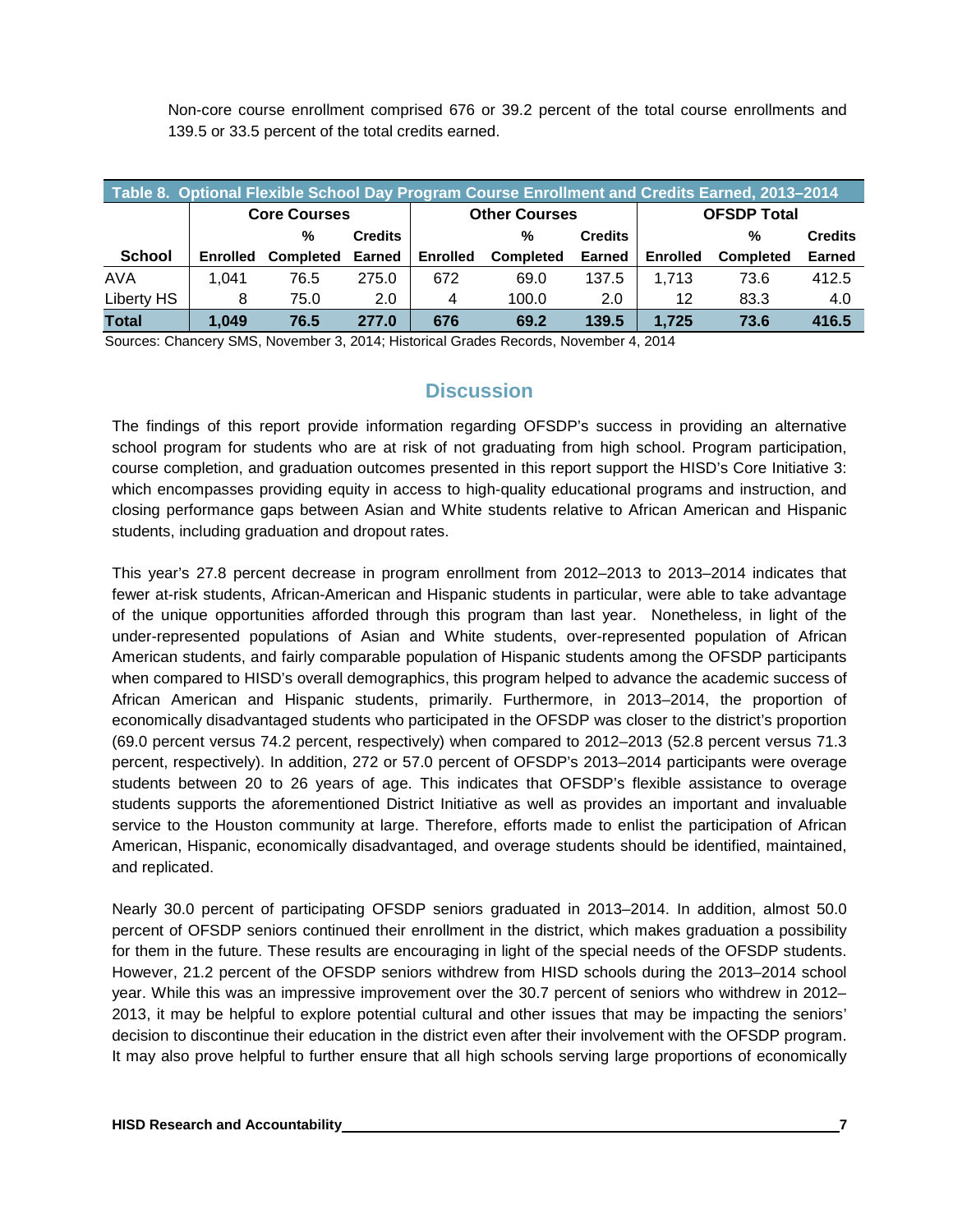Non-core course enrollment comprised 676 or 39.2 percent of the total course enrollments and 139.5 or 33.5 percent of the total credits earned.

**Table 8. Optional Flexible School Day Program Course Enrollment and Credits Earned, 2013–2014**

| | Core Courses | | | Other Courses | | | OFSDP Total | | |
|---|---|---|---|---|---|---|---|---|---|
| School | Enrolled | % Completed | Credits Earned | Enrolled | % Completed | Credits Earned | Enrolled | % Completed | Credits Earned |
| AVA | 1,041 | 76.5 | 275.0 | 672 | 69.0 | 137.5 | 1,713 | 73.6 | 412.5 |
| Liberty HS | 8 | 75.0 | 2.0 | 4 | 100.0 | 2.0 | 12 | 83.3 | 4.0 |
| **Total** | **1,049** | **76.5** | **277.0** | **676** | **69.2** | **139.5** | **1,725** | **73.6** | **416.5** |

Sources: Chancery SMS, November 3, 2014; Historical Grades Records, November 4, 2014

## Discussion

The findings of this report provide information regarding OFSDP's success in providing an alternative school program for students who are at risk of not graduating from high school. Program participation, course completion, and graduation outcomes presented in this report support the HISD's Core Initiative 3: which encompasses providing equity in access to high-quality educational programs and instruction, and closing performance gaps between Asian and White students relative to African American and Hispanic students, including graduation and dropout rates.

This year's 27.8 percent decrease in program enrollment from 2012–2013 to 2013–2014 indicates that fewer at-risk students, African-American and Hispanic students in particular, were able to take advantage of the unique opportunities afforded through this program than last year. Nonetheless, in light of the under-represented populations of Asian and White students, over-represented population of African American students, and fairly comparable population of Hispanic students among the OFSDP participants when compared to HISD's overall demographics, this program helped to advance the academic success of African American and Hispanic students, primarily. Furthermore, in 2013–2014, the proportion of economically disadvantaged students who participated in the OFSDP was closer to the district's proportion (69.0 percent versus 74.2 percent, respectively) when compared to 2012–2013 (52.8 percent versus 71.3 percent, respectively). In addition, 272 or 57.0 percent of OFSDP's 2013–2014 participants were overage students between 20 to 26 years of age. This indicates that OFSDP's flexible assistance to overage students supports the aforementioned District Initiative as well as provides an important and invaluable service to the Houston community at large. Therefore, efforts made to enlist the participation of African American, Hispanic, economically disadvantaged, and overage students should be identified, maintained, and replicated.

Nearly 30.0 percent of participating OFSDP seniors graduated in 2013–2014. In addition, almost 50.0 percent of OFSDP seniors continued their enrollment in the district, which makes graduation a possibility for them in the future. These results are encouraging in light of the special needs of the OFSDP students. However, 21.2 percent of the OFSDP seniors withdrew from HISD schools during the 2013–2014 school year. While this was an impressive improvement over the 30.7 percent of seniors who withdrew in 2012–2013, it may be helpful to explore potential cultural and other issues that may be impacting the seniors' decision to discontinue their education in the district even after their involvement with the OFSDP program. It may also prove helpful to further ensure that all high schools serving large proportions of economically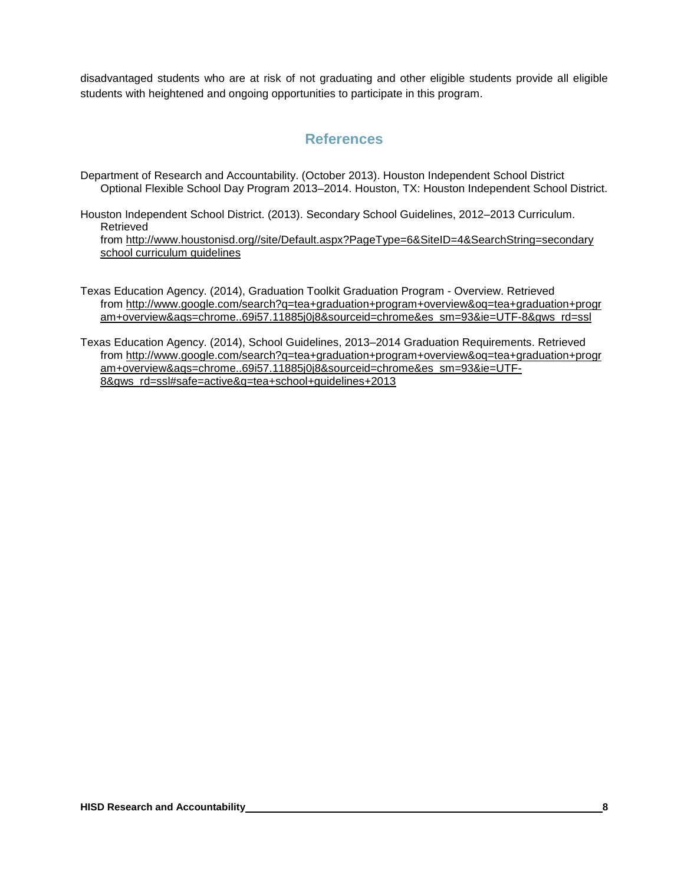disadvantaged students who are at risk of not graduating and other eligible students provide all eligible students with heightened and ongoing opportunities to participate in this program.

## References

Department of Research and Accountability. (October 2013). Houston Independent School District Optional Flexible School Day Program 2013–2014. Houston, TX: Houston Independent School District.

Houston Independent School District. (2013). Secondary School Guidelines, 2012–2013 Curriculum. Retrieved from http://www.houstonisd.org//site/Default.aspx?PageType=6&SiteID=4&SearchString=secondary school curriculum guidelines

Texas Education Agency. (2014), Graduation Toolkit Graduation Program - Overview. Retrieved from http://www.google.com/search?q=tea+graduation+program+overview&oq=tea+graduation+program+overview&aqs=chrome..69i57.11885j0j8&sourceid=chrome&es_sm=93&ie=UTF-8&gws_rd=ssl

Texas Education Agency. (2014), School Guidelines, 2013–2014 Graduation Requirements. Retrieved from http://www.google.com/search?q=tea+graduation+program+overview&oq=tea+graduation+program+overview&aqs=chrome..69i57.11885j0j8&sourceid=chrome&es_sm=93&ie=UTF-8&gws_rd=ssl#safe=active&q=tea+school+guidelines+2013